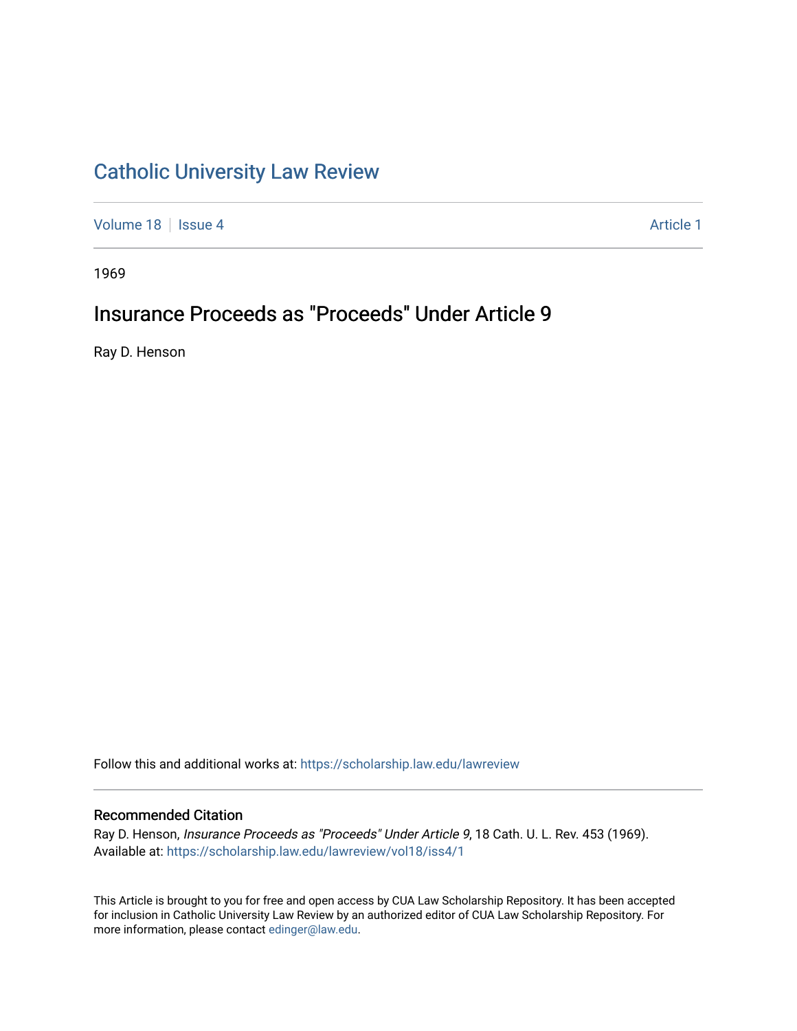# Catholic University Law Review

Volume 18 | Issue 4 | Article 1

1969

## Insurance Proceeds as "Proceeds" Under Article 9

Ray D. Henson

Follow this and additional works at: https://scholarship.law.edu/lawreview

### Recommended Citation

Ray D. Henson, *Insurance Proceeds as "Proceeds" Under Article 9*, 18 Cath. U. L. Rev. 453 (1969).
Available at: https://scholarship.law.edu/lawreview/vol18/iss4/1

This Article is brought to you for free and open access by CUA Law Scholarship Repository. It has been accepted for inclusion in Catholic University Law Review by an authorized editor of CUA Law Scholarship Repository. For more information, please contact edinger@law.edu.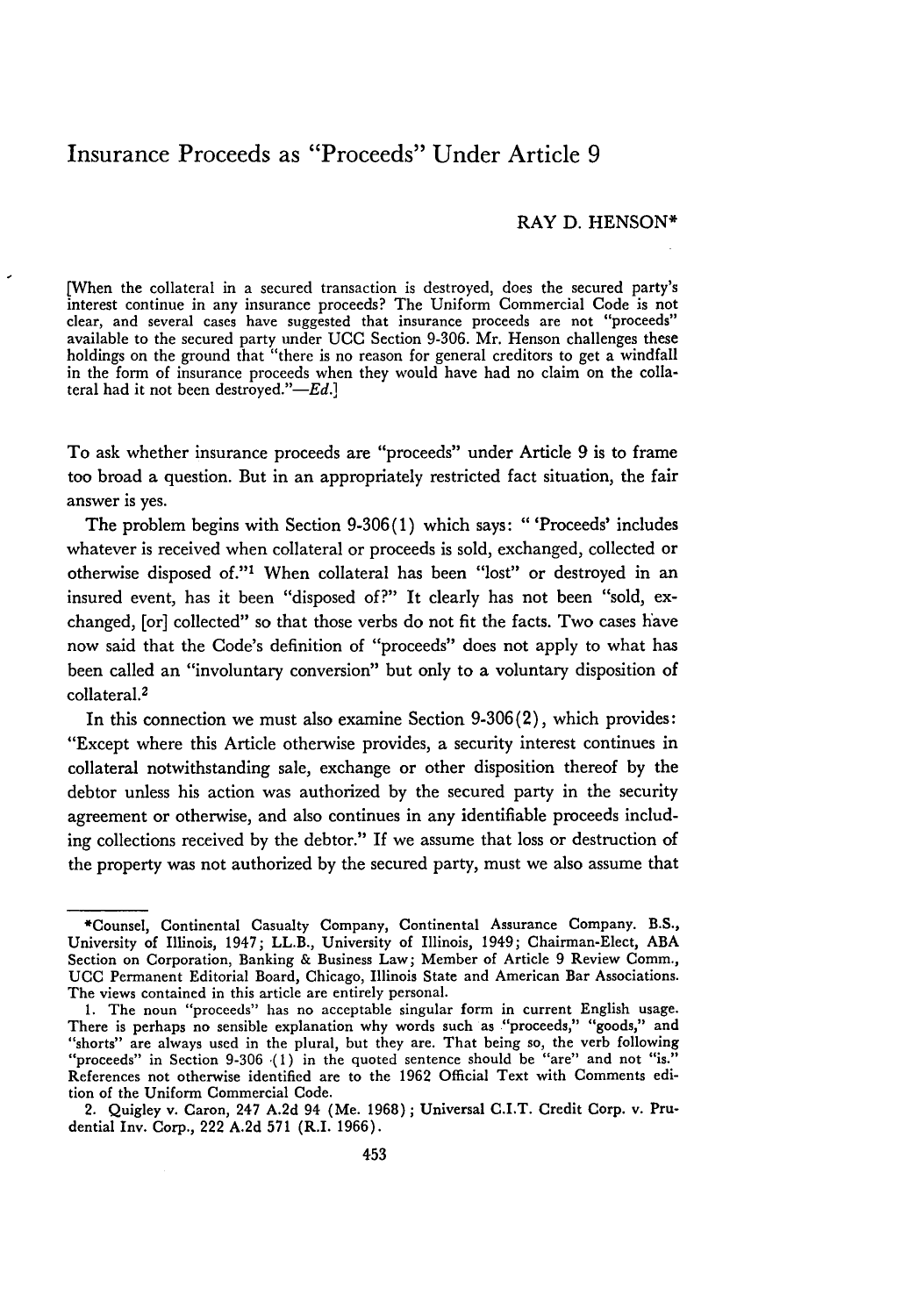# Insurance Proceeds as "Proceeds" Under Article 9

RAY D. HENSON*

[When the collateral in a secured transaction is destroyed, does the secured party's interest continue in any insurance proceeds? The Uniform Commercial Code is not clear, and several cases have suggested that insurance proceeds are not "proceeds" available to the secured party under UCC Section 9-306. Mr. Henson challenges these holdings on the ground that "there is no reason for general creditors to get a windfall in the form of insurance proceeds when they would have had no claim on the collateral had it not been destroyed."—*Ed.*]

To ask whether insurance proceeds are "proceeds" under Article 9 is to frame too broad a question. But in an appropriately restricted fact situation, the fair answer is yes.

The problem begins with Section 9-306(1) which says: " 'Proceeds' includes whatever is received when collateral or proceeds is sold, exchanged, collected or otherwise disposed of."[1] When collateral has been "lost" or destroyed in an insured event, has it been "disposed of?" It clearly has not been "sold, exchanged, [or] collected" so that those verbs do not fit the facts. Two cases have now said that the Code's definition of "proceeds" does not apply to what has been called an "involuntary conversion" but only to a voluntary disposition of collateral.[2]

In this connection we must also examine Section 9-306(2), which provides: "Except where this Article otherwise provides, a security interest continues in collateral notwithstanding sale, exchange or other disposition thereof by the debtor unless his action was authorized by the secured party in the security agreement or otherwise, and also continues in any identifiable proceeds including collections received by the debtor." If we assume that loss or destruction of the property was not authorized by the secured party, must we also assume that

---

*Counsel, Continental Casualty Company, Continental Assurance Company. B.S., University of Illinois, 1947; LL.B., University of Illinois, 1949; Chairman-Elect, ABA Section on Corporation, Banking & Business Law; Member of Article 9 Review Comm., UCC Permanent Editorial Board, Chicago, Illinois State and American Bar Associations. The views contained in this article are entirely personal.

1. The noun "proceeds" has no acceptable singular form in current English usage. There is perhaps no sensible explanation why words such as "proceeds," "goods," and "shorts" are always used in the plural, but they are. That being so, the verb following "proceeds" in Section 9-306 (1) in the quoted sentence should be "are" and not "is." References not otherwise identified are to the 1962 Official Text with Comments edition of the Uniform Commercial Code.

2. Quigley v. Caron, 247 A.2d 94 (Me. 1968); Universal C.I.T. Credit Corp. v. Prudential Inv. Corp., 222 A.2d 571 (R.I. 1966).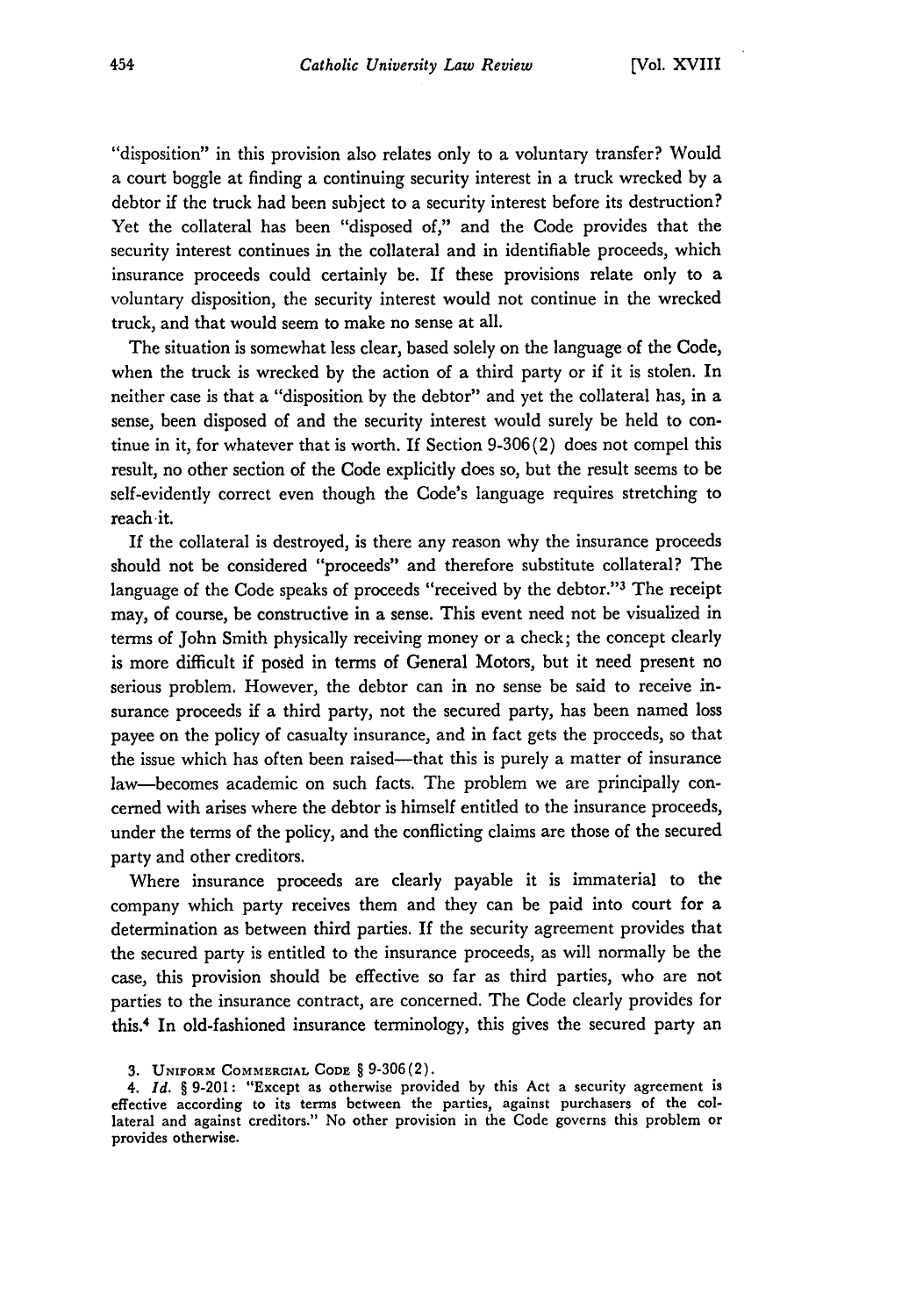"disposition" in this provision also relates only to a voluntary transfer? Would a court boggle at finding a continuing security interest in a truck wrecked by a debtor if the truck had been subject to a security interest before its destruction? Yet the collateral has been "disposed of," and the Code provides that the security interest continues in the collateral and in identifiable proceeds, which insurance proceeds could certainly be. If these provisions relate only to a voluntary disposition, the security interest would not continue in the wrecked truck, and that would seem to make no sense at all.

The situation is somewhat less clear, based solely on the language of the Code, when the truck is wrecked by the action of a third party or if it is stolen. In neither case is that a "disposition by the debtor" and yet the collateral has, in a sense, been disposed of and the security interest would surely be held to continue in it, for whatever that is worth. If Section 9-306(2) does not compel this result, no other section of the Code explicitly does so, but the result seems to be self-evidently correct even though the Code's language requires stretching to reach it.

If the collateral is destroyed, is there any reason why the insurance proceeds should not be considered "proceeds" and therefore substitute collateral? The language of the Code speaks of proceeds "received by the debtor."[3] The receipt may, of course, be constructive in a sense. This event need not be visualized in terms of John Smith physically receiving money or a check; the concept clearly is more difficult if posed in terms of General Motors, but it need present no serious problem. However, the debtor can in no sense be said to receive insurance proceeds if a third party, not the secured party, has been named loss payee on the policy of casualty insurance, and in fact gets the proceeds, so that the issue which has often been raised—that this is purely a matter of insurance law—becomes academic on such facts. The problem we are principally concerned with arises where the debtor is himself entitled to the insurance proceeds, under the terms of the policy, and the conflicting claims are those of the secured party and other creditors.

Where insurance proceeds are clearly payable it is immaterial to the company which party receives them and they can be paid into court for a determination as between third parties. If the security agreement provides that the secured party is entitled to the insurance proceeds, as will normally be the case, this provision should be effective so far as third parties, who are not parties to the insurance contract, are concerned. The Code clearly provides for this.[4] In old-fashioned insurance terminology, this gives the secured party an

---

3. UNIFORM COMMERCIAL CODE § 9-306(2).

4. *Id.* § 9-201: "Except as otherwise provided by this Act a security agreement is effective according to its terms between the parties, against purchasers of the collateral and against creditors." No other provision in the Code governs this problem or provides otherwise.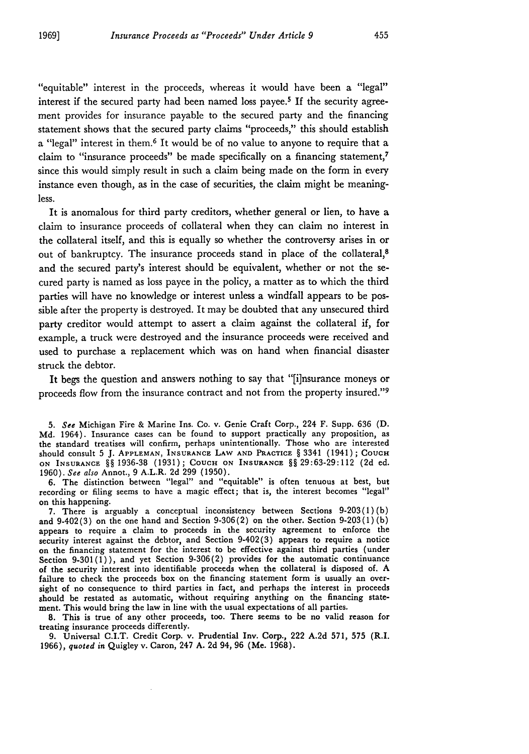"equitable" interest in the proceeds, whereas it would have been a "legal" interest if the secured party had been named loss payee.[5] If the security agreement provides for insurance payable to the secured party and the financing statement shows that the secured party claims "proceeds," this should establish a "legal" interest in them.[6] It would be of no value to anyone to require that a claim to "insurance proceeds" be made specifically on a financing statement,[7] since this would simply result in such a claim being made on the form in every instance even though, as in the case of securities, the claim might be meaningless.

It is anomalous for third party creditors, whether general or lien, to have a claim to insurance proceeds of collateral when they can claim no interest in the collateral itself, and this is equally so whether the controversy arises in or out of bankruptcy. The insurance proceeds stand in place of the collateral,[8] and the secured party's interest should be equivalent, whether or not the secured party is named as loss payee in the policy, a matter as to which the third parties will have no knowledge or interest unless a windfall appears to be possible after the property is destroyed. It may be doubted that any unsecured third party creditor would attempt to assert a claim against the collateral if, for example, a truck were destroyed and the insurance proceeds were received and used to purchase a replacement which was on hand when financial disaster struck the debtor.

It begs the question and answers nothing to say that "[i]nsurance moneys or proceeds flow from the insurance contract and not from the property insured."[9]

---

5. *See* Michigan Fire & Marine Ins. Co. v. Genie Craft Corp., 224 F. Supp. 636 (D. Md. 1964). Insurance cases can be found to support practically any proposition, as the standard treatises will confirm, perhaps unintentionally. Those who are interested should consult 5 J. APPLEMAN, INSURANCE LAW AND PRACTICE § 3341 (1941); COUCH ON INSURANCE §§ 1936-38 (1931); COUCH ON INSURANCE §§ 29:63-29:112 (2d ed. 1960). *See also* Annot., 9 A.L.R. 2d 299 (1950).

6. The distinction between "legal" and "equitable" is often tenuous at best, but recording or filing seems to have a magic effect; that is, the interest becomes "legal" on this happening.

7. There is arguably a conceptual inconsistency between Sections 9-203(1)(b) and 9-402(3) on the one hand and Section 9-306(2) on the other. Section 9-203(1)(b) appears to require a claim to proceeds in the security agreement to enforce the security interest against the debtor, and Section 9-402(3) appears to require a notice on the financing statement for the interest to be effective against third parties (under Section 9-301(1)), and yet Section 9-306(2) provides for the automatic continuance of the security interest into identifiable proceeds when the collateral is disposed of. A failure to check the proceeds box on the financing statement form is usually an oversight of no consequence to third parties in fact, and perhaps the interest in proceeds should be restated as automatic, without requiring anything on the financing statement. This would bring the law in line with the usual expectations of all parties.

8. This is true of any other proceeds, too. There seems to be no valid reason for treating insurance proceeds differently.

9. Universal C.I.T. Credit Corp. v. Prudential Inv. Corp., 222 A.2d 571, 575 (R.I. 1966), *quoted in* Quigley v. Caron, 247 A. 2d 94, 96 (Me. 1968).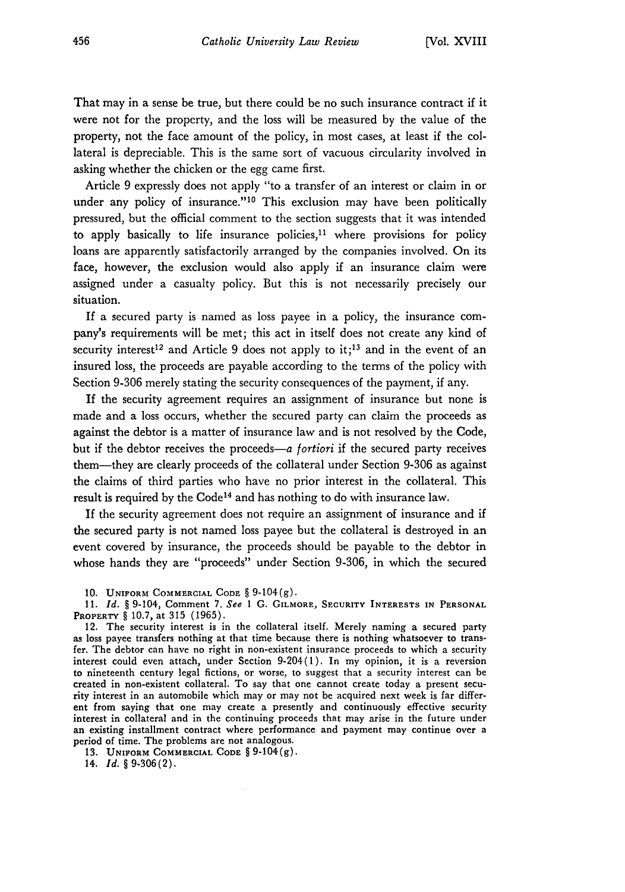That may in a sense be true, but there could be no such insurance contract if it were not for the property, and the loss will be measured by the value of the property, not the face amount of the policy, in most cases, at least if the collateral is depreciable. This is the same sort of vacuous circularity involved in asking whether the chicken or the egg came first.

Article 9 expressly does not apply "to a transfer of an interest or claim in or under any policy of insurance."[10] This exclusion may have been politically pressured, but the official comment to the section suggests that it was intended to apply basically to life insurance policies,[11] where provisions for policy loans are apparently satisfactorily arranged by the companies involved. On its face, however, the exclusion would also apply if an insurance claim were assigned under a casualty policy. But this is not necessarily precisely our situation.

If a secured party is named as loss payee in a policy, the insurance company's requirements will be met; this act in itself does not create any kind of security interest[12] and Article 9 does not apply to it;[13] and in the event of an insured loss, the proceeds are payable according to the terms of the policy with Section 9-306 merely stating the security consequences of the payment, if any.

If the security agreement requires an assignment of insurance but none is made and a loss occurs, whether the secured party can claim the proceeds as against the debtor is a matter of insurance law and is not resolved by the Code, but if the debtor receives the proceeds—*a fortiori* if the secured party receives them—they are clearly proceeds of the collateral under Section 9-306 as against the claims of third parties who have no prior interest in the collateral. This result is required by the Code[14] and has nothing to do with insurance law.

If the security agreement does not require an assignment of insurance and if the secured party is not named loss payee but the collateral is destroyed in an event covered by insurance, the proceeds should be payable to the debtor in whose hands they are "proceeds" under Section 9-306, in which the secured

10. UNIFORM COMMERCIAL CODE § 9-104(g).

11. *Id.* § 9-104, Comment 7. *See* 1 G. GILMORE, SECURITY INTERESTS IN PERSONAL PROPERTY § 10.7, at 315 (1965).

12. The security interest is in the collateral itself. Merely naming a secured party as loss payee transfers nothing at that time because there is nothing whatsoever to transfer. The debtor can have no right in non-existent insurance proceeds to which a security interest could even attach, under Section 9-204(1). In my opinion, it is a reversion to nineteenth century legal fictions, or worse, to suggest that a security interest can be created in non-existent collateral. To say that one cannot create today a present security interest in an automobile which may or may not be acquired next week is far different from saying that one may create a presently and continuously effective security interest in collateral and in the continuing proceeds that may arise in the future under an existing installment contract where performance and payment may continue over a period of time. The problems are not analogous.

13. UNIFORM COMMERCIAL CODE § 9-104(g).

14. *Id.* § 9-306(2).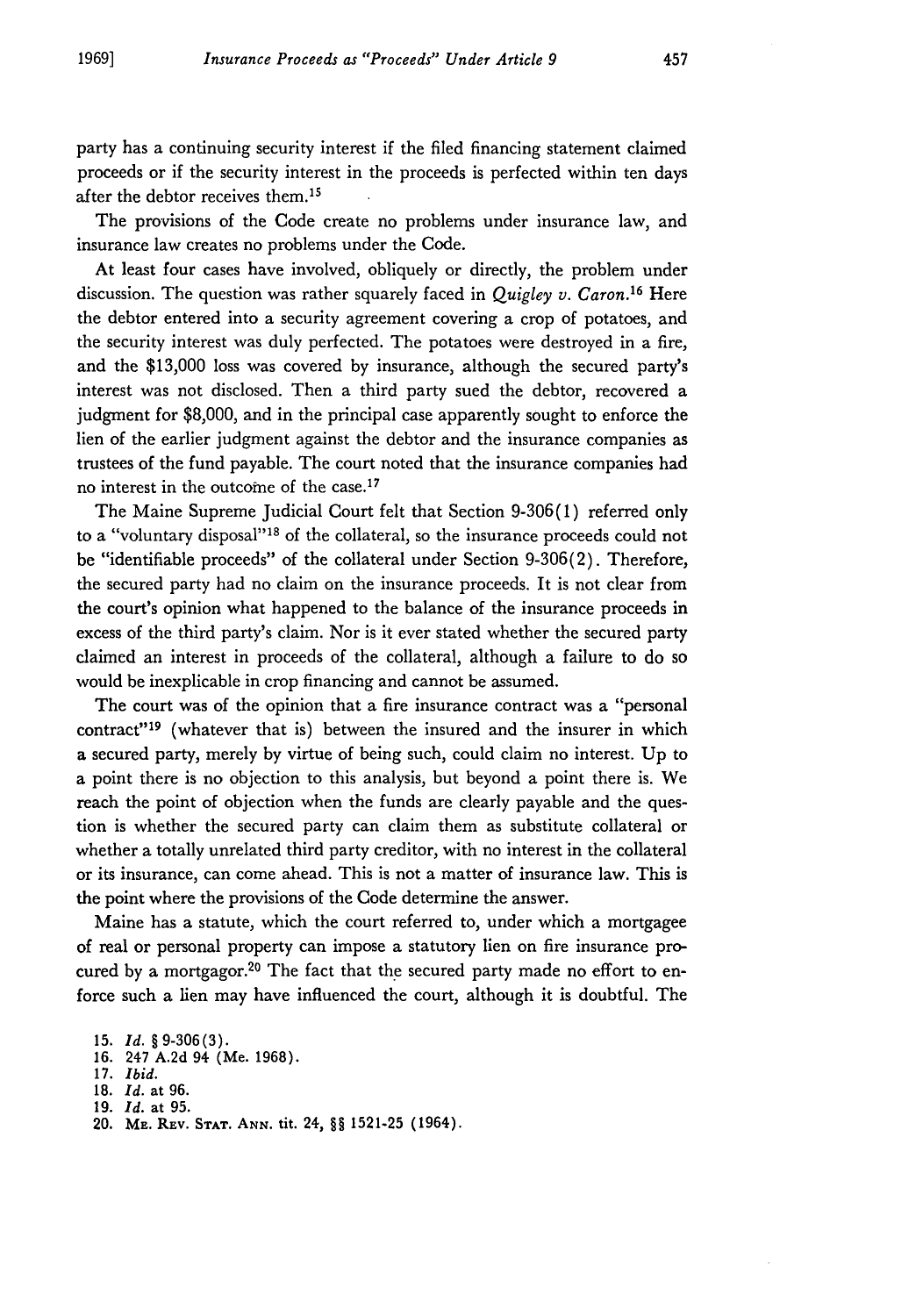party has a continuing security interest if the filed financing statement claimed proceeds or if the security interest in the proceeds is perfected within ten days after the debtor receives them.[15]

The provisions of the Code create no problems under insurance law, and insurance law creates no problems under the Code.

At least four cases have involved, obliquely or directly, the problem under discussion. The question was rather squarely faced in *Quigley v. Caron*.[16] Here the debtor entered into a security agreement covering a crop of potatoes, and the security interest was duly perfected. The potatoes were destroyed in a fire, and the $13,000 loss was covered by insurance, although the secured party's interest was not disclosed. Then a third party sued the debtor, recovered a judgment for $8,000, and in the principal case apparently sought to enforce the lien of the earlier judgment against the debtor and the insurance companies as trustees of the fund payable. The court noted that the insurance companies had no interest in the outcome of the case.[17]

The Maine Supreme Judicial Court felt that Section 9-306(1) referred only to a "voluntary disposal"[18] of the collateral, so the insurance proceeds could not be "identifiable proceeds" of the collateral under Section 9-306(2). Therefore, the secured party had no claim on the insurance proceeds. It is not clear from the court's opinion what happened to the balance of the insurance proceeds in excess of the third party's claim. Nor is it ever stated whether the secured party claimed an interest in proceeds of the collateral, although a failure to do so would be inexplicable in crop financing and cannot be assumed.

The court was of the opinion that a fire insurance contract was a "personal contract"[19] (whatever that is) between the insured and the insurer in which a secured party, merely by virtue of being such, could claim no interest. Up to a point there is no objection to this analysis, but beyond a point there is. We reach the point of objection when the funds are clearly payable and the question is whether the secured party can claim them as substitute collateral or whether a totally unrelated third party creditor, with no interest in the collateral or its insurance, can come ahead. This is not a matter of insurance law. This is the point where the provisions of the Code determine the answer.

Maine has a statute, which the court referred to, under which a mortgagee of real or personal property can impose a statutory lien on fire insurance procured by a mortgagor.[20] The fact that the secured party made no effort to enforce such a lien may have influenced the court, although it is doubtful. The

15. *Id.* § 9-306(3).
16. 247 A.2d 94 (Me. 1968).
17. *Ibid.*
18. *Id.* at 96.
19. *Id.* at 95.
20. ME. REV. STAT. ANN. tit. 24, §§ 1521-25 (1964).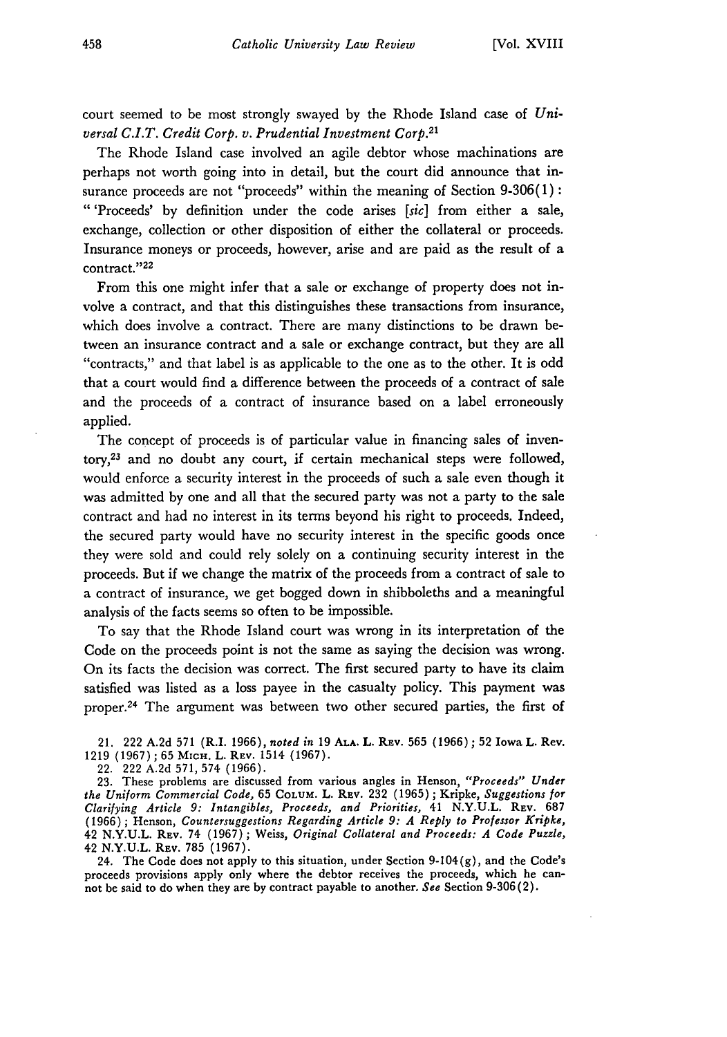court seemed to be most strongly swayed by the Rhode Island case of *Universal C.I.T. Credit Corp. v. Prudential Investment Corp.*[21]

The Rhode Island case involved an agile debtor whose machinations are perhaps not worth going into in detail, but the court did announce that insurance proceeds are not "proceeds" within the meaning of Section 9-306(1): " 'Proceeds' by definition under the code arises [*sic*] from either a sale, exchange, collection or other disposition of either the collateral or proceeds. Insurance moneys or proceeds, however, arise and are paid as the result of a contract."[22]

From this one might infer that a sale or exchange of property does not involve a contract, and that this distinguishes these transactions from insurance, which does involve a contract. There are many distinctions to be drawn between an insurance contract and a sale or exchange contract, but they are all "contracts," and that label is as applicable to the one as to the other. It is odd that a court would find a difference between the proceeds of a contract of sale and the proceeds of a contract of insurance based on a label erroneously applied.

The concept of proceeds is of particular value in financing sales of inventory,[23] and no doubt any court, if certain mechanical steps were followed, would enforce a security interest in the proceeds of such a sale even though it was admitted by one and all that the secured party was not a party to the sale contract and had no interest in its terms beyond his right to proceeds. Indeed, the secured party would have no security interest in the specific goods once they were sold and could rely solely on a continuing security interest in the proceeds. But if we change the matrix of the proceeds from a contract of sale to a contract of insurance, we get bogged down in shibboleths and a meaningful analysis of the facts seems so often to be impossible.

To say that the Rhode Island court was wrong in its interpretation of the Code on the proceeds point is not the same as saying the decision was wrong. On its facts the decision was correct. The first secured party to have its claim satisfied was listed as a loss payee in the casualty policy. This payment was proper.[24] The argument was between two other secured parties, the first of

---

21. 222 A.2d 571 (R.I. 1966), *noted in* 19 ALA. L. REV. 565 (1966); 52 Iowa L. Rev. 1219 (1967); 65 MICH. L. REV. 1514 (1967).

22. 222 A.2d 571, 574 (1966).

23. These problems are discussed from various angles in Henson, *"Proceeds" Under the Uniform Commercial Code,* 65 COLUM. L. REV. 232 (1965); Kripke, *Suggestions for Clarifying Article 9: Intangibles, Proceeds, and Priorities,* 41 N.Y.U.L. REV. 687 (1966); Henson, *Countersuggestions Regarding Article 9: A Reply to Professor Kripke,* 42 N.Y.U.L. REV. 74 (1967); Weiss, *Original Collateral and Proceeds: A Code Puzzle,* 42 N.Y.U.L. REV. 785 (1967).

24. The Code does not apply to this situation, under Section 9-104(g), and the Code's proceeds provisions apply only where the debtor receives the proceeds, which he cannot be said to do when they are by contract payable to another. *See* Section 9-306(2).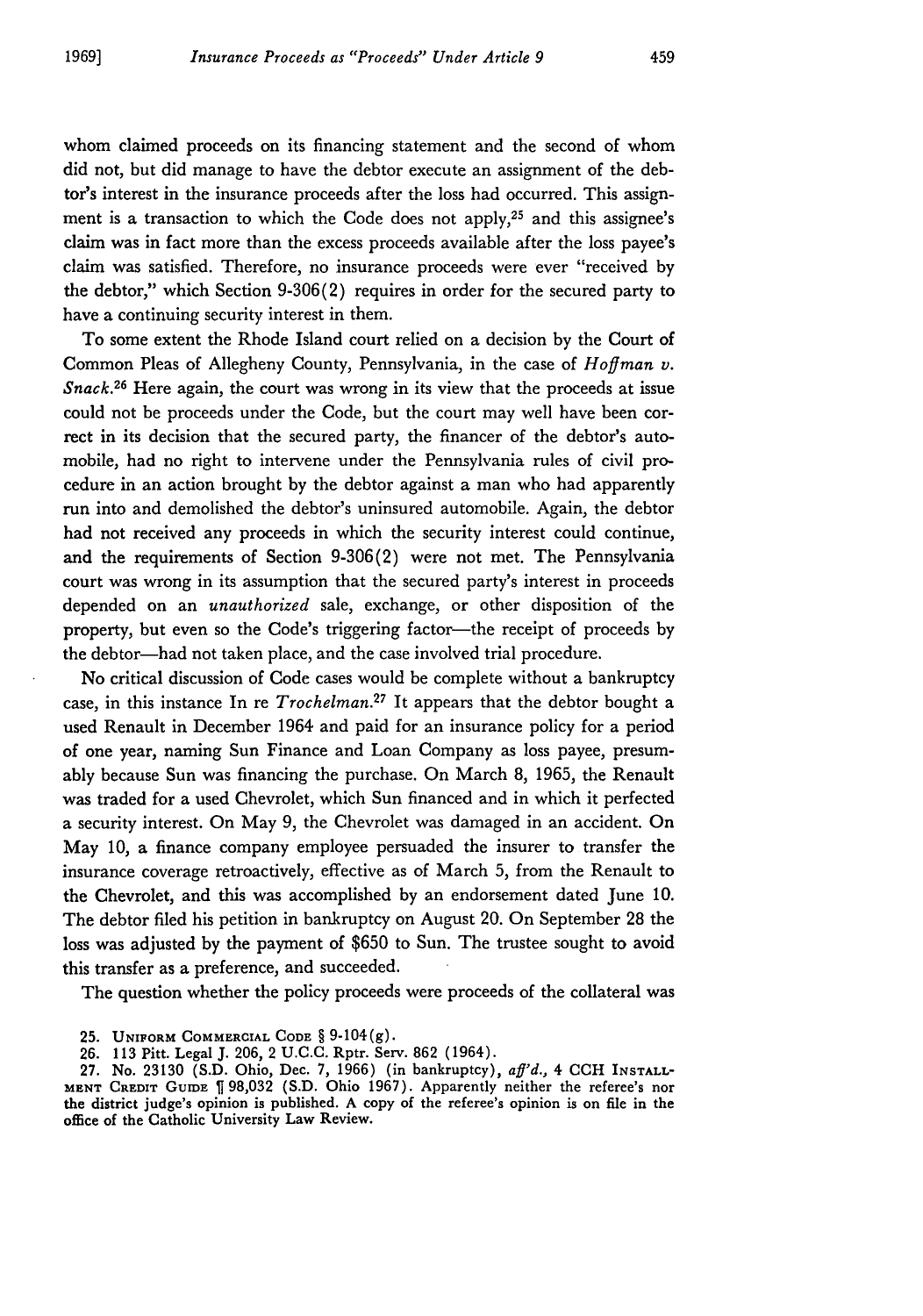whom claimed proceeds on its financing statement and the second of whom did not, but did manage to have the debtor execute an assignment of the debtor's interest in the insurance proceeds after the loss had occurred. This assignment is a transaction to which the Code does not apply,[25] and this assignee's claim was in fact more than the excess proceeds available after the loss payee's claim was satisfied. Therefore, no insurance proceeds were ever "received by the debtor," which Section 9-306(2) requires in order for the secured party to have a continuing security interest in them.

To some extent the Rhode Island court relied on a decision by the Court of Common Pleas of Allegheny County, Pennsylvania, in the case of *Hoffman v. Snack*.[26] Here again, the court was wrong in its view that the proceeds at issue could not be proceeds under the Code, but the court may well have been correct in its decision that the secured party, the financer of the debtor's automobile, had no right to intervene under the Pennsylvania rules of civil procedure in an action brought by the debtor against a man who had apparently run into and demolished the debtor's uninsured automobile. Again, the debtor had not received any proceeds in which the security interest could continue, and the requirements of Section 9-306(2) were not met. The Pennsylvania court was wrong in its assumption that the secured party's interest in proceeds depended on an *unauthorized* sale, exchange, or other disposition of the property, but even so the Code's triggering factor—the receipt of proceeds by the debtor—had not taken place, and the case involved trial procedure.

No critical discussion of Code cases would be complete without a bankruptcy case, in this instance In re *Trochelman*.[27] It appears that the debtor bought a used Renault in December 1964 and paid for an insurance policy for a period of one year, naming Sun Finance and Loan Company as loss payee, presumably because Sun was financing the purchase. On March 8, 1965, the Renault was traded for a used Chevrolet, which Sun financed and in which it perfected a security interest. On May 9, the Chevrolet was damaged in an accident. On May 10, a finance company employee persuaded the insurer to transfer the insurance coverage retroactively, effective as of March 5, from the Renault to the Chevrolet, and this was accomplished by an endorsement dated June 10. The debtor filed his petition in bankruptcy on August 20. On September 28 the loss was adjusted by the payment of $650 to Sun. The trustee sought to avoid this transfer as a preference, and succeeded.

The question whether the policy proceeds were proceeds of the collateral was

25. UNIFORM COMMERCIAL CODE § 9-104(g).

26. 113 Pitt. Legal J. 206, 2 U.C.C. Rptr. Serv. 862 (1964).

27. No. 23130 (S.D. Ohio, Dec. 7, 1966) (in bankruptcy), *aff'd.*, 4 CCH INSTALLMENT CREDIT GUIDE ¶ 98,032 (S.D. Ohio 1967). Apparently neither the referee's nor the district judge's opinion is published. A copy of the referee's opinion is on file in the office of the Catholic University Law Review.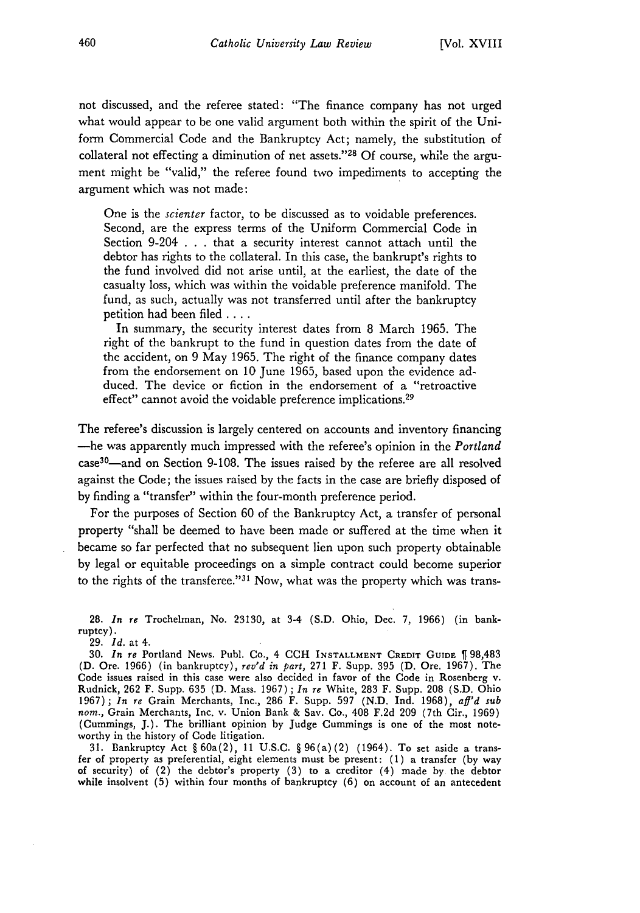not discussed, and the referee stated: "The finance company has not urged what would appear to be one valid argument both within the spirit of the Uniform Commercial Code and the Bankruptcy Act; namely, the substitution of collateral not effecting a diminution of net assets."[28] Of course, while the argument might be "valid," the referee found two impediments to accepting the argument which was not made:

> One is the *scienter* factor, to be discussed as to voidable preferences. Second, are the express terms of the Uniform Commercial Code in Section 9-204 . . . that a security interest cannot attach until the debtor has rights to the collateral. In this case, the bankrupt's rights to the fund involved did not arise until, at the earliest, the date of the casualty loss, which was within the voidable preference manifold. The fund, as such, actually was not transferred until after the bankruptcy petition had been filed . . . .
>
> In summary, the security interest dates from 8 March 1965. The right of the bankrupt to the fund in question dates from the date of the accident, on 9 May 1965. The right of the finance company dates from the endorsement on 10 June 1965, based upon the evidence adduced. The device or fiction in the endorsement of a "retroactive effect" cannot avoid the voidable preference implications.[29]

The referee's discussion is largely centered on accounts and inventory financing—he was apparently much impressed with the referee's opinion in the *Portland* case[30]—and on Section 9-108. The issues raised by the referee are all resolved against the Code; the issues raised by the facts in the case are briefly disposed of by finding a "transfer" within the four-month preference period.

For the purposes of Section 60 of the Bankruptcy Act, a transfer of personal property "shall be deemed to have been made or suffered at the time when it became so far perfected that no subsequent lien upon such property obtainable by legal or equitable proceedings on a simple contract could become superior to the rights of the transferee."[31] Now, what was the property which was trans-

---

28. *In re* Trochelman, No. 23130, at 3-4 (S.D. Ohio, Dec. 7, 1966) (in bankruptcy).

29. *Id.* at 4.

30. *In re* Portland News. Publ. Co., 4 CCH INSTALLMENT CREDIT GUIDE ¶ 98,483 (D. Ore. 1966) (in bankruptcy), *rev'd in part*, 271 F. Supp. 395 (D. Ore. 1967). The Code issues raised in this case were also decided in favor of the Code in Rosenberg v. Rudnick, 262 F. Supp. 635 (D. Mass. 1967); *In re* White, 283 F. Supp. 208 (S.D. Ohio 1967); *In re* Grain Merchants, Inc., 286 F. Supp. 597 (N.D. Ind. 1968), *aff'd sub nom.*, Grain Merchants, Inc. v. Union Bank & Sav. Co., 408 F.2d 209 (7th Cir., 1969) (Cummings, J.). The brilliant opinion by Judge Cummings is one of the most noteworthy in the history of Code litigation.

31. Bankruptcy Act § 60a(2), 11 U.S.C. § 96(a)(2) (1964). To set aside a transfer of property as preferential, eight elements must be present: (1) a transfer (by way of security) of (2) the debtor's property (3) to a creditor (4) made by the debtor while insolvent (5) within four months of bankruptcy (6) on account of an antecedent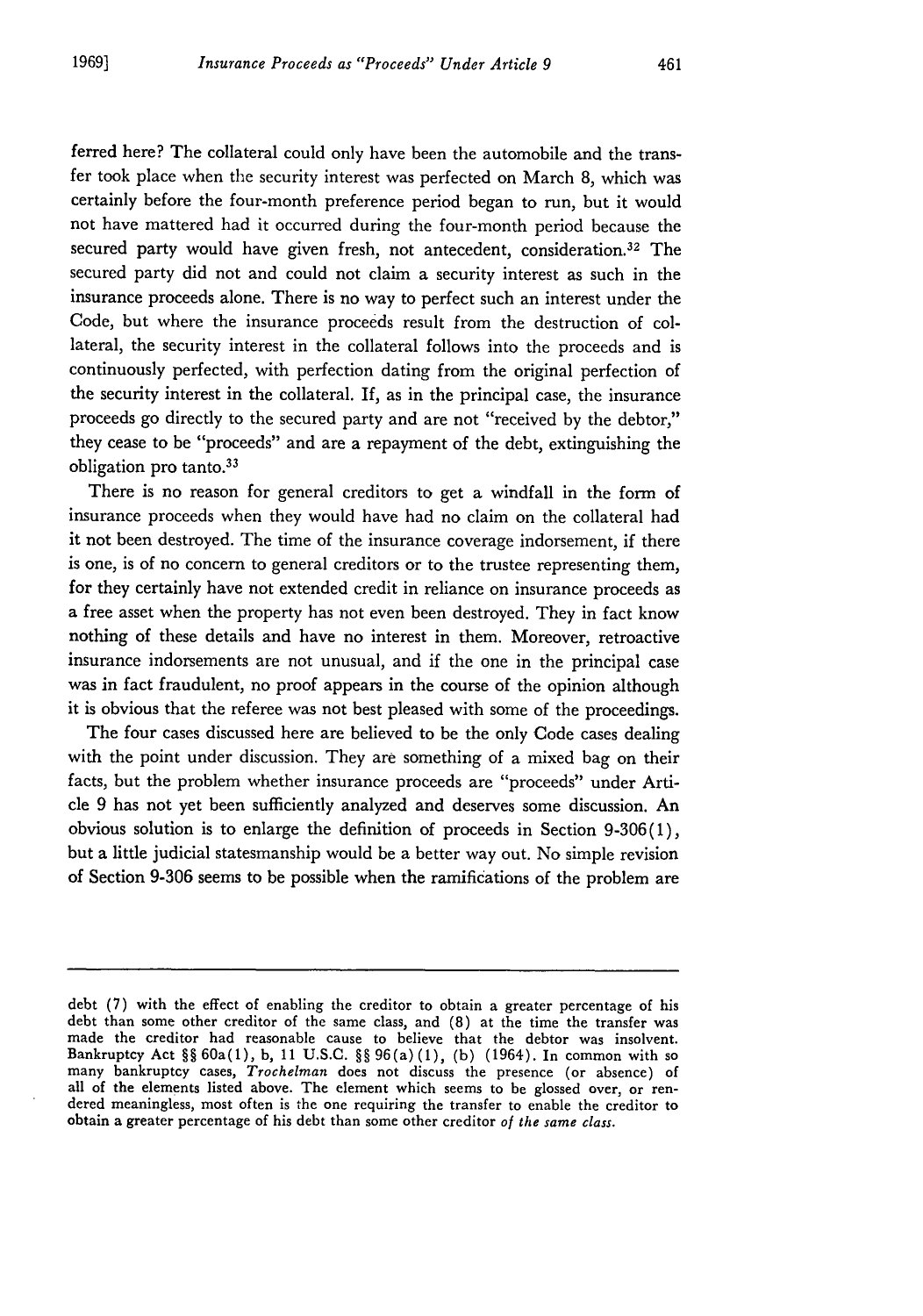ferred here? The collateral could only have been the automobile and the transfer took place when the security interest was perfected on March 8, which was certainly before the four-month preference period began to run, but it would not have mattered had it occurred during the four-month period because the secured party would have given fresh, not antecedent, consideration.[32] The secured party did not and could not claim a security interest as such in the insurance proceeds alone. There is no way to perfect such an interest under the Code, but where the insurance proceeds result from the destruction of collateral, the security interest in the collateral follows into the proceeds and is continuously perfected, with perfection dating from the original perfection of the security interest in the collateral. If, as in the principal case, the insurance proceeds go directly to the secured party and are not "received by the debtor," they cease to be "proceeds" and are a repayment of the debt, extinguishing the obligation pro tanto.[33]

There is no reason for general creditors to get a windfall in the form of insurance proceeds when they would have had no claim on the collateral had it not been destroyed. The time of the insurance coverage indorsement, if there is one, is of no concern to general creditors or to the trustee representing them, for they certainly have not extended credit in reliance on insurance proceeds as a free asset when the property has not even been destroyed. They in fact know nothing of these details and have no interest in them. Moreover, retroactive insurance indorsements are not unusual, and if the one in the principal case was in fact fraudulent, no proof appears in the course of the opinion although it is obvious that the referee was not best pleased with some of the proceedings.

The four cases discussed here are believed to be the only Code cases dealing with the point under discussion. They are something of a mixed bag on their facts, but the problem whether insurance proceeds are "proceeds" under Article 9 has not yet been sufficiently analyzed and deserves some discussion. An obvious solution is to enlarge the definition of proceeds in Section 9-306(1), but a little judicial statesmanship would be a better way out. No simple revision of Section 9-306 seems to be possible when the ramifications of the problem are

---

debt (7) with the effect of enabling the creditor to obtain a greater percentage of his debt than some other creditor of the same class, and (8) at the time the transfer was made the creditor had reasonable cause to believe that the debtor was insolvent. Bankruptcy Act §§ 60a(1), b, 11 U.S.C. §§ 96(a)(1), (b) (1964). In common with so many bankruptcy cases, *Trochelman* does not discuss the presence (or absence) of all of the elements listed above. The element which seems to be glossed over, or rendered meaningless, most often is the one requiring the transfer to enable the creditor to obtain a greater percentage of his debt than some other creditor *of the same class*.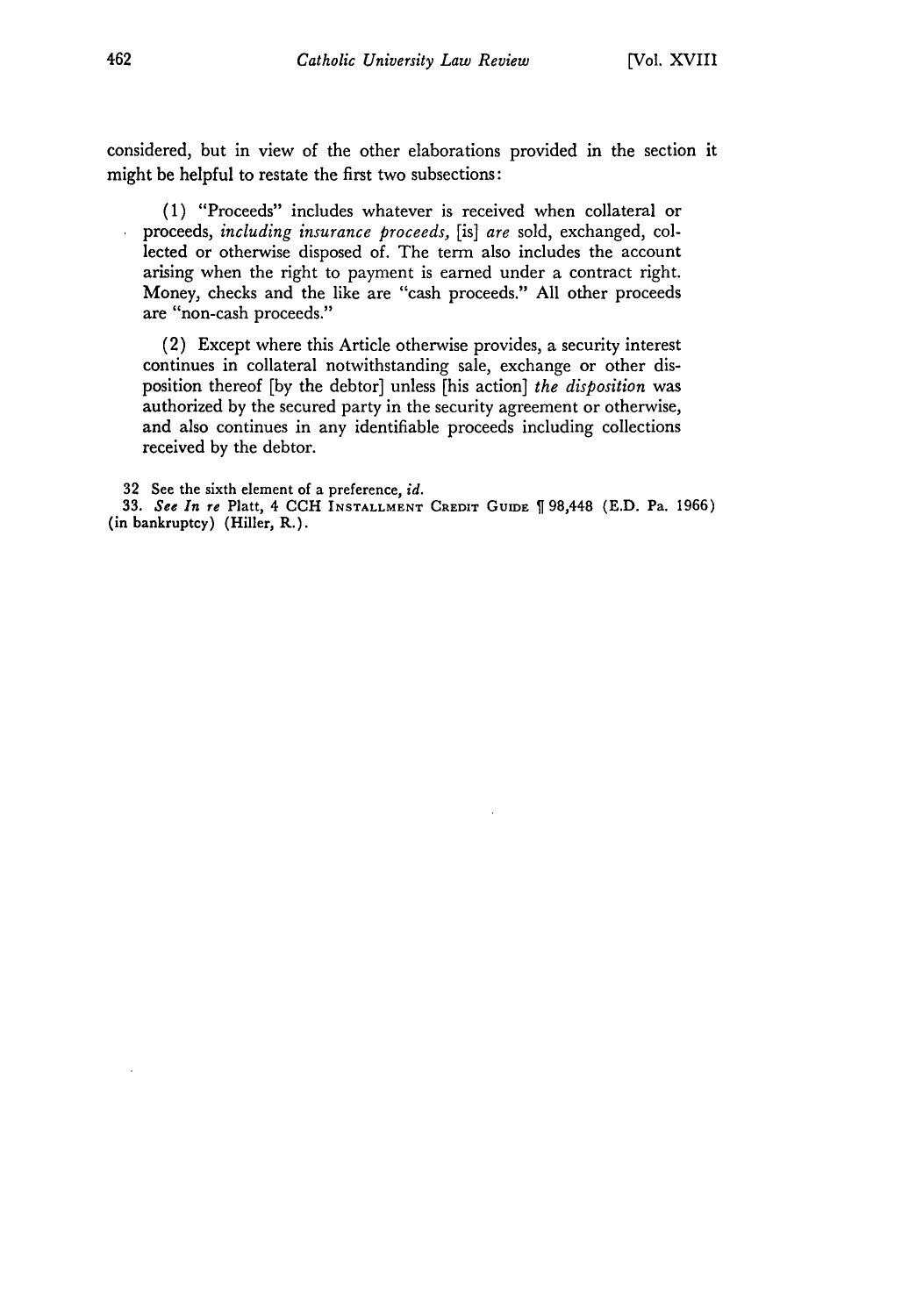considered, but in view of the other elaborations provided in the section it might be helpful to restate the first two subsections:

> (1) "Proceeds" includes whatever is received when collateral or proceeds, *including insurance proceeds,* [is] *are* sold, exchanged, collected or otherwise disposed of. The term also includes the account arising when the right to payment is earned under a contract right. Money, checks and the like are "cash proceeds." All other proceeds are "non-cash proceeds."
>
> (2) Except where this Article otherwise provides, a security interest continues in collateral notwithstanding sale, exchange or other disposition thereof [by the debtor] unless [his action] *the disposition* was authorized by the secured party in the security agreement or otherwise, and also continues in any identifiable proceeds including collections received by the debtor.

32 See the sixth element of a preference, *id.*

33. *See In re* Platt, 4 CCH INSTALLMENT CREDIT GUIDE ¶ 98,448 (E.D. Pa. 1966) (in bankruptcy) (Hiller, R.).